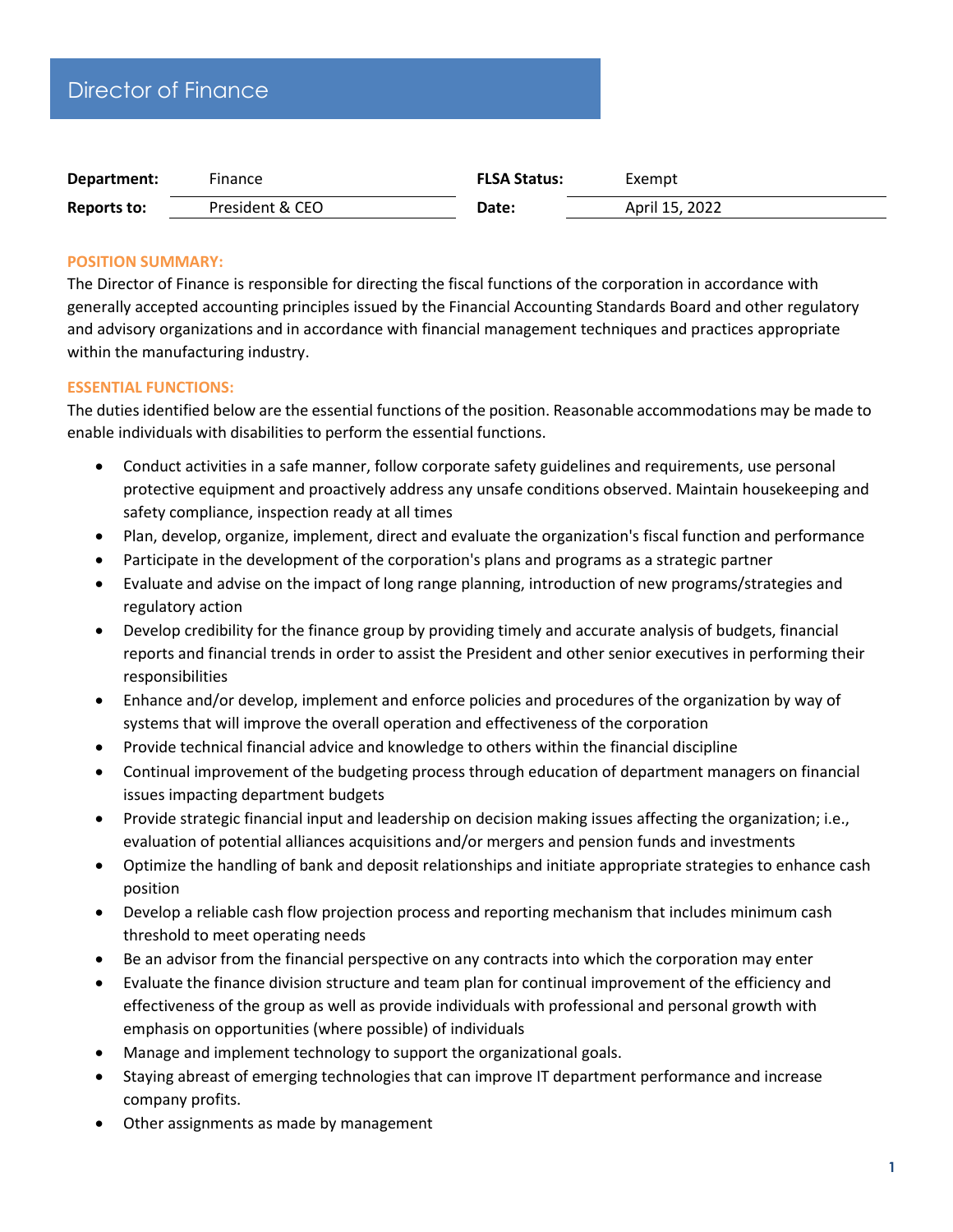# Director of Finance

| **Department:** | Finance | **FLSA Status:** | Exempt |
|---|---|---|---|
| **Reports to:** | President & CEO | **Date:** | April 15, 2022 |

## POSITION SUMMARY:

The Director of Finance is responsible for directing the fiscal functions of the corporation in accordance with generally accepted accounting principles issued by the Financial Accounting Standards Board and other regulatory and advisory organizations and in accordance with financial management techniques and practices appropriate within the manufacturing industry.

## ESSENTIAL FUNCTIONS:

The duties identified below are the essential functions of the position. Reasonable accommodations may be made to enable individuals with disabilities to perform the essential functions.

- Conduct activities in a safe manner, follow corporate safety guidelines and requirements, use personal protective equipment and proactively address any unsafe conditions observed. Maintain housekeeping and safety compliance, inspection ready at all times
- Plan, develop, organize, implement, direct and evaluate the organization's fiscal function and performance
- Participate in the development of the corporation's plans and programs as a strategic partner
- Evaluate and advise on the impact of long range planning, introduction of new programs/strategies and regulatory action
- Develop credibility for the finance group by providing timely and accurate analysis of budgets, financial reports and financial trends in order to assist the President and other senior executives in performing their responsibilities
- Enhance and/or develop, implement and enforce policies and procedures of the organization by way of systems that will improve the overall operation and effectiveness of the corporation
- Provide technical financial advice and knowledge to others within the financial discipline
- Continual improvement of the budgeting process through education of department managers on financial issues impacting department budgets
- Provide strategic financial input and leadership on decision making issues affecting the organization; i.e., evaluation of potential alliances acquisitions and/or mergers and pension funds and investments
- Optimize the handling of bank and deposit relationships and initiate appropriate strategies to enhance cash position
- Develop a reliable cash flow projection process and reporting mechanism that includes minimum cash threshold to meet operating needs
- Be an advisor from the financial perspective on any contracts into which the corporation may enter
- Evaluate the finance division structure and team plan for continual improvement of the efficiency and effectiveness of the group as well as provide individuals with professional and personal growth with emphasis on opportunities (where possible) of individuals
- Manage and implement technology to support the organizational goals.
- Staying abreast of emerging technologies that can improve IT department performance and increase company profits.
- Other assignments as made by management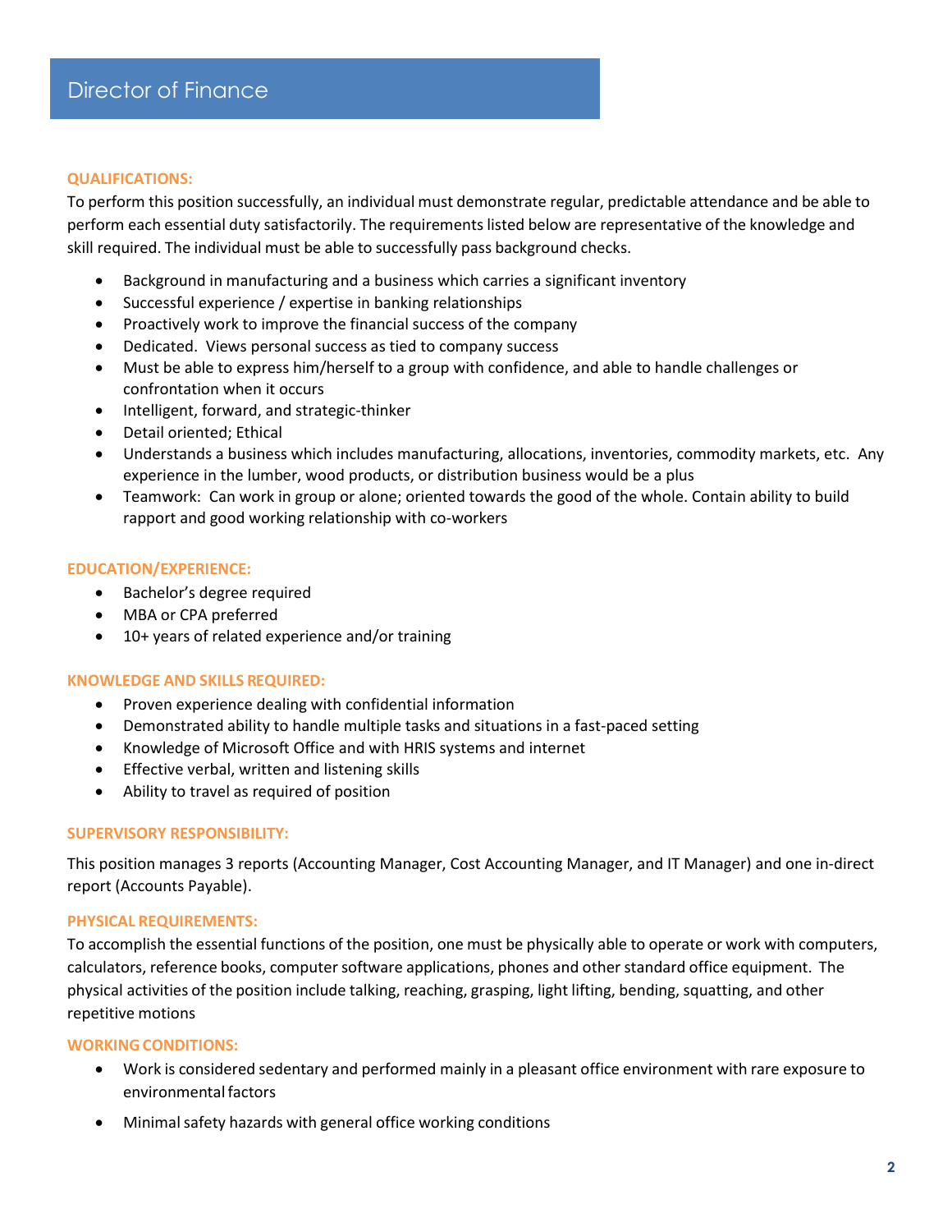# Director of Finance

## QUALIFICATIONS:

To perform this position successfully, an individual must demonstrate regular, predictable attendance and be able to perform each essential duty satisfactorily. The requirements listed below are representative of the knowledge and skill required. The individual must be able to successfully pass background checks.

- Background in manufacturing and a business which carries a significant inventory
- Successful experience / expertise in banking relationships
- Proactively work to improve the financial success of the company
- Dedicated. Views personal success as tied to company success
- Must be able to express him/herself to a group with confidence, and able to handle challenges or confrontation when it occurs
- Intelligent, forward, and strategic-thinker
- Detail oriented; Ethical
- Understands a business which includes manufacturing, allocations, inventories, commodity markets, etc. Any experience in the lumber, wood products, or distribution business would be a plus
- Teamwork: Can work in group or alone; oriented towards the good of the whole. Contain ability to build rapport and good working relationship with co-workers

## EDUCATION/EXPERIENCE:

- Bachelor's degree required
- MBA or CPA preferred
- 10+ years of related experience and/or training

## KNOWLEDGE AND SKILLS REQUIRED:

- Proven experience dealing with confidential information
- Demonstrated ability to handle multiple tasks and situations in a fast-paced setting
- Knowledge of Microsoft Office and with HRIS systems and internet
- Effective verbal, written and listening skills
- Ability to travel as required of position

## SUPERVISORY RESPONSIBILITY:

This position manages 3 reports (Accounting Manager, Cost Accounting Manager, and IT Manager) and one in-direct report (Accounts Payable).

## PHYSICAL REQUIREMENTS:

To accomplish the essential functions of the position, one must be physically able to operate or work with computers, calculators, reference books, computer software applications, phones and other standard office equipment. The physical activities of the position include talking, reaching, grasping, light lifting, bending, squatting, and other repetitive motions

## WORKING CONDITIONS:

- Work is considered sedentary and performed mainly in a pleasant office environment with rare exposure to environmental factors
- Minimal safety hazards with general office working conditions